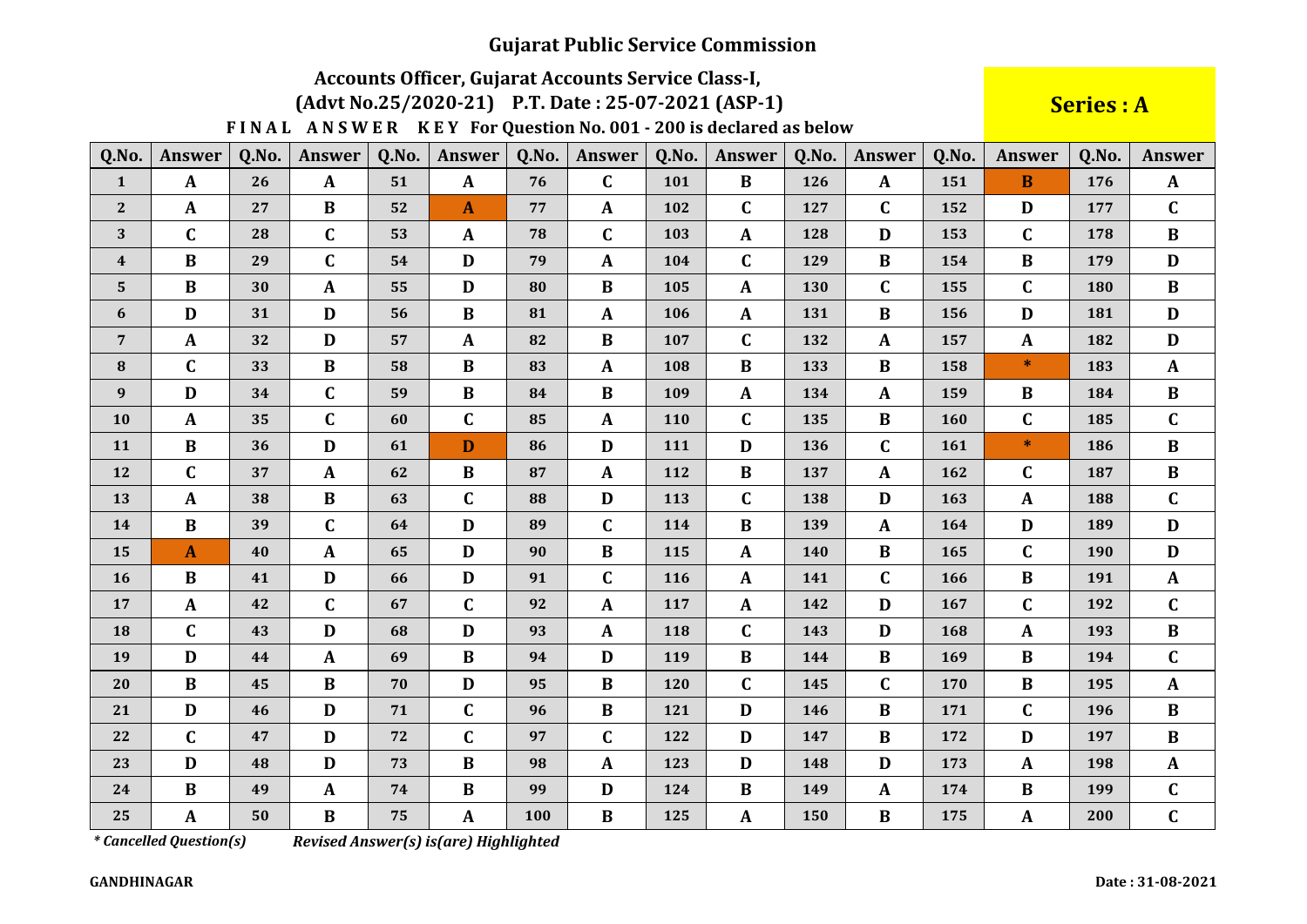# Gujarat Public Service Commission

## Accounts Officer, Gujarat Accounts Service Class-I,

## (Advt No.25/2020-21) P.T. Date : 25-07-2021 (ASP-1)

**Series : A**

**FINAL ANSWER KEY For Question No. 001 - 200 is declared as below**

| Q.No. | Answer | Q.No. | Answer | Q.No. | Answer | Q.No. | Answer | Q.No. | Answer | Q.No. | Answer | Q.No. | Answer | Q.No. | Answer |
|---|---|---|---|---|---|---|---|---|---|---|---|---|---|---|---|
| 1 | A | 26 | A | 51 | A | 76 | C | 101 | B | 126 | A | 151 | B | 176 | A |
| 2 | A | 27 | B | 52 | A | 77 | A | 102 | C | 127 | C | 152 | D | 177 | C |
| 3 | C | 28 | C | 53 | A | 78 | C | 103 | A | 128 | D | 153 | C | 178 | B |
| 4 | B | 29 | C | 54 | D | 79 | A | 104 | C | 129 | B | 154 | B | 179 | D |
| 5 | B | 30 | A | 55 | D | 80 | B | 105 | A | 130 | C | 155 | C | 180 | B |
| 6 | D | 31 | D | 56 | B | 81 | A | 106 | A | 131 | B | 156 | D | 181 | D |
| 7 | A | 32 | D | 57 | A | 82 | B | 107 | C | 132 | A | 157 | A | 182 | D |
| 8 | C | 33 | B | 58 | B | 83 | A | 108 | B | 133 | B | 158 | * | 183 | A |
| 9 | D | 34 | C | 59 | B | 84 | B | 109 | A | 134 | A | 159 | B | 184 | B |
| 10 | A | 35 | C | 60 | C | 85 | A | 110 | C | 135 | B | 160 | C | 185 | C |
| 11 | B | 36 | D | 61 | D | 86 | D | 111 | D | 136 | C | 161 | * | 186 | B |
| 12 | C | 37 | A | 62 | B | 87 | A | 112 | B | 137 | A | 162 | C | 187 | B |
| 13 | A | 38 | B | 63 | C | 88 | D | 113 | C | 138 | D | 163 | A | 188 | C |
| 14 | B | 39 | C | 64 | D | 89 | C | 114 | B | 139 | A | 164 | D | 189 | D |
| 15 | A | 40 | A | 65 | D | 90 | B | 115 | A | 140 | B | 165 | C | 190 | D |
| 16 | B | 41 | D | 66 | D | 91 | C | 116 | A | 141 | C | 166 | B | 191 | A |
| 17 | A | 42 | C | 67 | C | 92 | A | 117 | A | 142 | D | 167 | C | 192 | C |
| 18 | C | 43 | D | 68 | D | 93 | A | 118 | C | 143 | D | 168 | A | 193 | B |
| 19 | D | 44 | A | 69 | B | 94 | D | 119 | B | 144 | B | 169 | B | 194 | C |
| 20 | B | 45 | B | 70 | D | 95 | B | 120 | C | 145 | C | 170 | B | 195 | A |
| 21 | D | 46 | D | 71 | C | 96 | B | 121 | D | 146 | B | 171 | C | 196 | B |
| 22 | C | 47 | D | 72 | C | 97 | C | 122 | D | 147 | B | 172 | D | 197 | B |
| 23 | D | 48 | D | 73 | B | 98 | A | 123 | D | 148 | D | 173 | A | 198 | A |
| 24 | B | 49 | A | 74 | B | 99 | D | 124 | B | 149 | A | 174 | B | 199 | C |
| 25 | A | 50 | B | 75 | A | 100 | B | 125 | A | 150 | B | 175 | A | 200 | C |

*\* Cancelled Question(s)* *Revised Answer(s) is(are) Highlighted*

**GANDHINAGAR** **Date : 31-08-2021**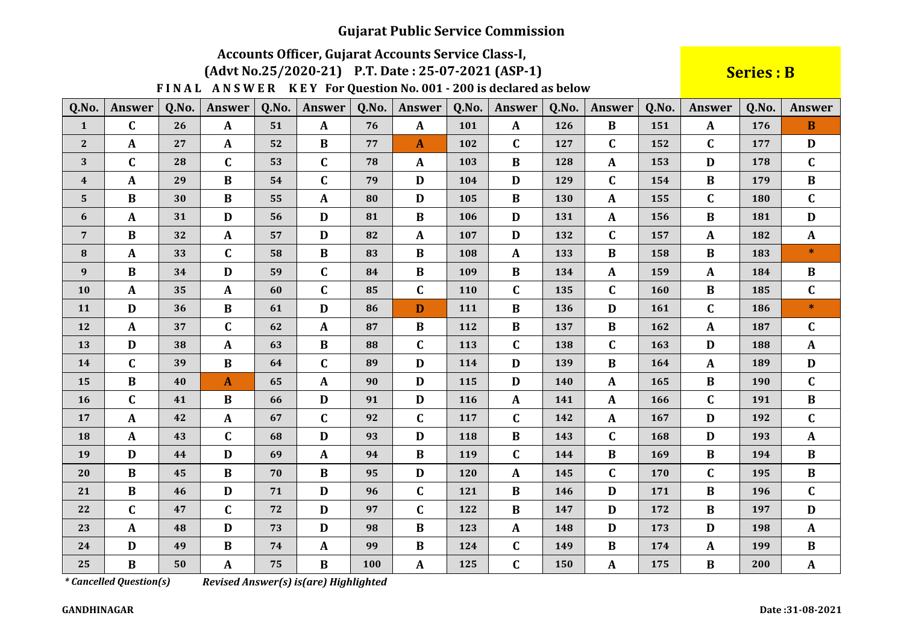# Gujarat Public Service Commission

## Accounts Officer, Gujarat Accounts Service Class-I,

### (Advt No.25/2020-21) P.T. Date : 25-07-2021 (ASP-1)

**Series : B**

**F I N A L A N S W E R K E Y For Question No. 001 - 200 is declared as below**

| Q.No. | Answer | Q.No. | Answer | Q.No. | Answer | Q.No. | Answer | Q.No. | Answer | Q.No. | Answer | Q.No. | Answer | Q.No. | Answer |
|---|---|---|---|---|---|---|---|---|---|---|---|---|---|---|---|
| 1 | C | 26 | A | 51 | A | 76 | A | 101 | A | 126 | B | 151 | A | 176 | B |
| 2 | A | 27 | A | 52 | B | 77 | A | 102 | C | 127 | C | 152 | C | 177 | D |
| 3 | C | 28 | C | 53 | C | 78 | A | 103 | B | 128 | A | 153 | D | 178 | C |
| 4 | A | 29 | B | 54 | C | 79 | D | 104 | D | 129 | C | 154 | B | 179 | B |
| 5 | B | 30 | B | 55 | A | 80 | D | 105 | B | 130 | A | 155 | C | 180 | C |
| 6 | A | 31 | D | 56 | D | 81 | B | 106 | D | 131 | A | 156 | B | 181 | D |
| 7 | B | 32 | A | 57 | D | 82 | A | 107 | D | 132 | C | 157 | A | 182 | A |
| 8 | A | 33 | C | 58 | B | 83 | B | 108 | A | 133 | B | 158 | B | 183 | * |
| 9 | B | 34 | D | 59 | C | 84 | B | 109 | B | 134 | A | 159 | A | 184 | B |
| 10 | A | 35 | A | 60 | C | 85 | C | 110 | C | 135 | C | 160 | B | 185 | C |
| 11 | D | 36 | B | 61 | D | 86 | D | 111 | B | 136 | D | 161 | C | 186 | * |
| 12 | A | 37 | C | 62 | A | 87 | B | 112 | B | 137 | B | 162 | A | 187 | C |
| 13 | D | 38 | A | 63 | B | 88 | C | 113 | C | 138 | C | 163 | D | 188 | A |
| 14 | C | 39 | B | 64 | C | 89 | D | 114 | D | 139 | B | 164 | A | 189 | D |
| 15 | B | 40 | A | 65 | A | 90 | D | 115 | D | 140 | A | 165 | B | 190 | C |
| 16 | C | 41 | B | 66 | D | 91 | D | 116 | A | 141 | A | 166 | C | 191 | B |
| 17 | A | 42 | A | 67 | C | 92 | C | 117 | C | 142 | A | 167 | D | 192 | C |
| 18 | A | 43 | C | 68 | D | 93 | D | 118 | B | 143 | C | 168 | D | 193 | A |
| 19 | D | 44 | D | 69 | A | 94 | B | 119 | C | 144 | B | 169 | B | 194 | B |
| 20 | B | 45 | B | 70 | B | 95 | D | 120 | A | 145 | C | 170 | C | 195 | B |
| 21 | B | 46 | D | 71 | D | 96 | C | 121 | B | 146 | D | 171 | B | 196 | C |
| 22 | C | 47 | C | 72 | D | 97 | C | 122 | B | 147 | D | 172 | B | 197 | D |
| 23 | A | 48 | D | 73 | D | 98 | B | 123 | A | 148 | D | 173 | D | 198 | A |
| 24 | D | 49 | B | 74 | A | 99 | B | 124 | C | 149 | B | 174 | A | 199 | B |
| 25 | B | 50 | A | 75 | B | 100 | A | 125 | C | 150 | A | 175 | B | 200 | A |

*\* Cancelled Question(s)* *Revised Answer(s) is(are) Highlighted*

**GANDHINAGAR** **Date :31-08-2021**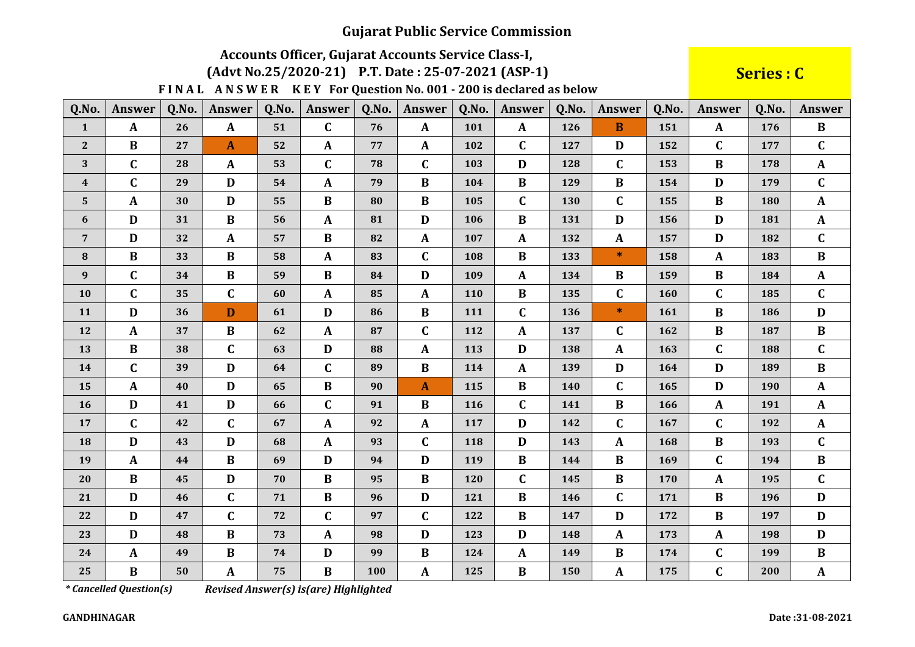# Gujarat Public Service Commission

## Accounts Officer, Gujarat Accounts Service Class-I, (Advt No.25/2020-21) P.T. Date : 25-07-2021 (ASP-1)

**Series : C**

**F I N A L A N S W E R K E Y For Question No. 001 - 200 is declared as below**

| Q.No. | Answer | Q.No. | Answer | Q.No. | Answer | Q.No. | Answer | Q.No. | Answer | Q.No. | Answer | Q.No. | Answer | Q.No. | Answer |
|---|---|---|---|---|---|---|---|---|---|---|---|---|---|---|---|
| 1 | A | 26 | A | 51 | C | 76 | A | 101 | A | 126 | B | 151 | A | 176 | B |
| 2 | B | 27 | A | 52 | A | 77 | A | 102 | C | 127 | D | 152 | C | 177 | C |
| 3 | C | 28 | A | 53 | C | 78 | C | 103 | D | 128 | C | 153 | B | 178 | A |
| 4 | C | 29 | D | 54 | A | 79 | B | 104 | B | 129 | B | 154 | D | 179 | C |
| 5 | A | 30 | D | 55 | B | 80 | B | 105 | C | 130 | C | 155 | B | 180 | A |
| 6 | D | 31 | B | 56 | A | 81 | D | 106 | B | 131 | D | 156 | D | 181 | A |
| 7 | D | 32 | A | 57 | B | 82 | A | 107 | A | 132 | A | 157 | D | 182 | C |
| 8 | B | 33 | B | 58 | A | 83 | C | 108 | B | 133 | * | 158 | A | 183 | B |
| 9 | C | 34 | B | 59 | B | 84 | D | 109 | A | 134 | B | 159 | B | 184 | A |
| 10 | C | 35 | C | 60 | A | 85 | A | 110 | B | 135 | C | 160 | C | 185 | C |
| 11 | D | 36 | D | 61 | D | 86 | B | 111 | C | 136 | * | 161 | B | 186 | D |
| 12 | A | 37 | B | 62 | A | 87 | C | 112 | A | 137 | C | 162 | B | 187 | B |
| 13 | B | 38 | C | 63 | D | 88 | A | 113 | D | 138 | A | 163 | C | 188 | C |
| 14 | C | 39 | D | 64 | C | 89 | B | 114 | A | 139 | D | 164 | D | 189 | B |
| 15 | A | 40 | D | 65 | B | 90 | A | 115 | B | 140 | C | 165 | D | 190 | A |
| 16 | D | 41 | D | 66 | C | 91 | B | 116 | C | 141 | B | 166 | A | 191 | A |
| 17 | C | 42 | C | 67 | A | 92 | A | 117 | D | 142 | C | 167 | C | 192 | A |
| 18 | D | 43 | D | 68 | A | 93 | C | 118 | D | 143 | A | 168 | B | 193 | C |
| 19 | A | 44 | B | 69 | D | 94 | D | 119 | B | 144 | B | 169 | C | 194 | B |
| 20 | B | 45 | D | 70 | B | 95 | B | 120 | C | 145 | B | 170 | A | 195 | C |
| 21 | D | 46 | C | 71 | B | 96 | D | 121 | B | 146 | C | 171 | B | 196 | D |
| 22 | D | 47 | C | 72 | C | 97 | C | 122 | B | 147 | D | 172 | B | 197 | D |
| 23 | D | 48 | B | 73 | A | 98 | D | 123 | D | 148 | A | 173 | A | 198 | D |
| 24 | A | 49 | B | 74 | D | 99 | B | 124 | A | 149 | B | 174 | C | 199 | B |
| 25 | B | 50 | A | 75 | B | 100 | A | 125 | B | 150 | A | 175 | C | 200 | A |

*\* Cancelled Question(s)* *Revised Answer(s) is(are) Highlighted*

**GANDHINAGAR**

**Date :31-08-2021**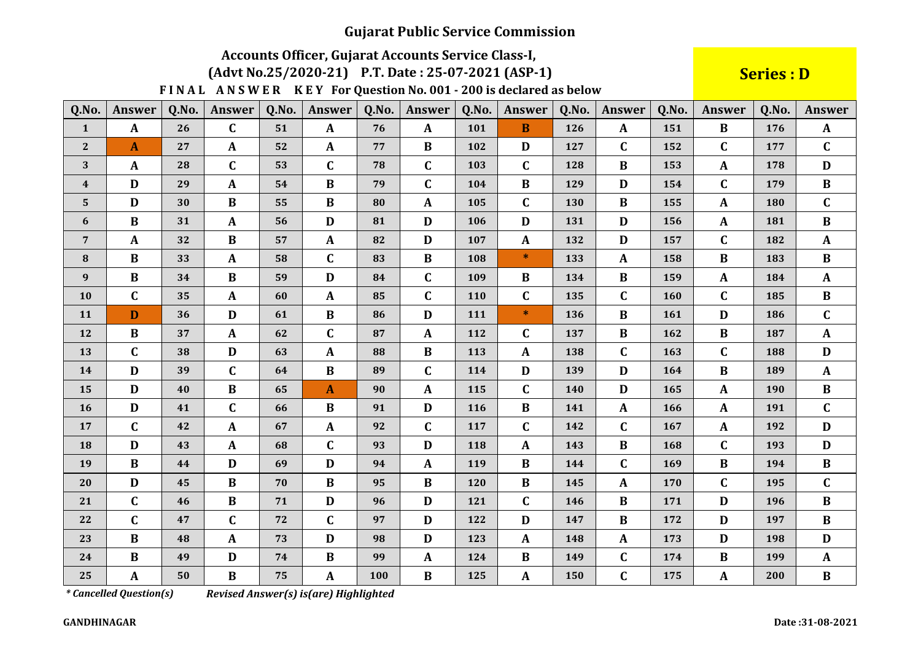# Gujarat Public Service Commission

## Accounts Officer, Gujarat Accounts Service Class-I,

## (Advt No.25/2020-21) P.T. Date : 25-07-2021 (ASP-1)

**Series : D**

**FINAL ANSWER KEY For Question No. 001 - 200 is declared as below**

| Q.No. | Answer | Q.No. | Answer | Q.No. | Answer | Q.No. | Answer | Q.No. | Answer | Q.No. | Answer | Q.No. | Answer | Q.No. | Answer |
|---|---|---|---|---|---|---|---|---|---|---|---|---|---|---|---|
| 1 | A | 26 | C | 51 | A | 76 | A | 101 | B | 126 | A | 151 | B | 176 | A |
| 2 | A | 27 | A | 52 | A | 77 | B | 102 | D | 127 | C | 152 | C | 177 | C |
| 3 | A | 28 | C | 53 | C | 78 | C | 103 | C | 128 | B | 153 | A | 178 | D |
| 4 | D | 29 | A | 54 | B | 79 | C | 104 | B | 129 | D | 154 | C | 179 | B |
| 5 | D | 30 | B | 55 | B | 80 | A | 105 | C | 130 | B | 155 | A | 180 | C |
| 6 | B | 31 | A | 56 | D | 81 | D | 106 | D | 131 | D | 156 | A | 181 | B |
| 7 | A | 32 | B | 57 | A | 82 | D | 107 | A | 132 | D | 157 | C | 182 | A |
| 8 | B | 33 | A | 58 | C | 83 | B | 108 | * | 133 | A | 158 | B | 183 | B |
| 9 | B | 34 | B | 59 | D | 84 | C | 109 | B | 134 | B | 159 | A | 184 | A |
| 10 | C | 35 | A | 60 | A | 85 | C | 110 | C | 135 | C | 160 | C | 185 | B |
| 11 | D | 36 | D | 61 | B | 86 | D | 111 | * | 136 | B | 161 | D | 186 | C |
| 12 | B | 37 | A | 62 | C | 87 | A | 112 | C | 137 | B | 162 | B | 187 | A |
| 13 | C | 38 | D | 63 | A | 88 | B | 113 | A | 138 | C | 163 | C | 188 | D |
| 14 | D | 39 | C | 64 | B | 89 | C | 114 | D | 139 | D | 164 | B | 189 | A |
| 15 | D | 40 | B | 65 | A | 90 | A | 115 | C | 140 | D | 165 | A | 190 | B |
| 16 | D | 41 | C | 66 | B | 91 | D | 116 | B | 141 | A | 166 | A | 191 | C |
| 17 | C | 42 | A | 67 | A | 92 | C | 117 | C | 142 | C | 167 | A | 192 | D |
| 18 | D | 43 | A | 68 | C | 93 | D | 118 | A | 143 | B | 168 | C | 193 | D |
| 19 | B | 44 | D | 69 | D | 94 | A | 119 | B | 144 | C | 169 | B | 194 | B |
| 20 | D | 45 | B | 70 | B | 95 | B | 120 | B | 145 | A | 170 | C | 195 | C |
| 21 | C | 46 | B | 71 | D | 96 | D | 121 | C | 146 | B | 171 | D | 196 | B |
| 22 | C | 47 | C | 72 | C | 97 | D | 122 | D | 147 | B | 172 | D | 197 | B |
| 23 | B | 48 | A | 73 | D | 98 | D | 123 | A | 148 | A | 173 | D | 198 | D |
| 24 | B | 49 | D | 74 | B | 99 | A | 124 | B | 149 | C | 174 | B | 199 | A |
| 25 | A | 50 | B | 75 | A | 100 | B | 125 | A | 150 | C | 175 | A | 200 | B |

*\* Cancelled Question(s)* *Revised Answer(s) is(are) Highlighted*

**GANDHINAGAR** **Date :31-08-2021**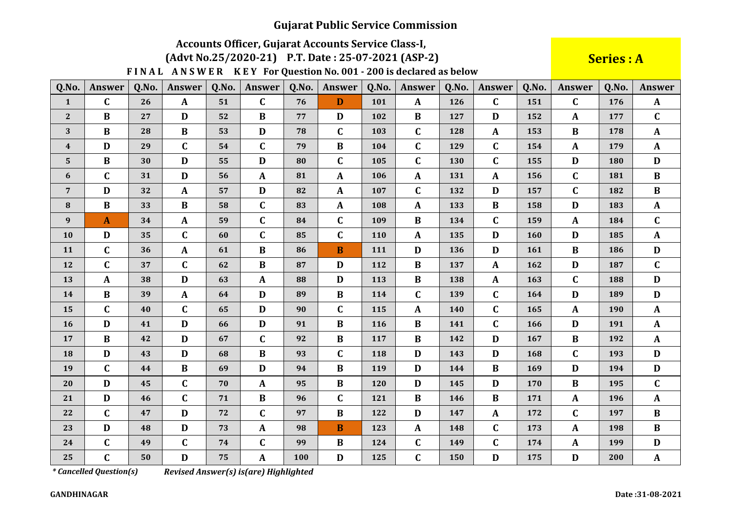# Gujarat Public Service Commission

## Accounts Officer, Gujarat Accounts Service Class-I,

## (Advt No.25/2020-21) P.T. Date : 25-07-2021 (ASP-2)

**Series : A**

**F I N A L A N S W E R K E Y For Question No. 001 - 200 is declared as below**

| Q.No. | Answer | Q.No. | Answer | Q.No. | Answer | Q.No. | Answer | Q.No. | Answer | Q.No. | Answer | Q.No. | Answer | Q.No. | Answer |
|---|---|---|---|---|---|---|---|---|---|---|---|---|---|---|---|
| 1 | C | 26 | A | 51 | C | 76 | D | 101 | A | 126 | C | 151 | C | 176 | A |
| 2 | B | 27 | D | 52 | B | 77 | D | 102 | B | 127 | D | 152 | A | 177 | C |
| 3 | B | 28 | B | 53 | D | 78 | C | 103 | C | 128 | A | 153 | B | 178 | A |
| 4 | D | 29 | C | 54 | C | 79 | B | 104 | C | 129 | C | 154 | A | 179 | A |
| 5 | B | 30 | D | 55 | D | 80 | C | 105 | C | 130 | C | 155 | D | 180 | D |
| 6 | C | 31 | D | 56 | A | 81 | A | 106 | A | 131 | A | 156 | C | 181 | B |
| 7 | D | 32 | A | 57 | D | 82 | A | 107 | C | 132 | D | 157 | C | 182 | B |
| 8 | B | 33 | B | 58 | C | 83 | A | 108 | A | 133 | B | 158 | D | 183 | A |
| 9 | A | 34 | A | 59 | C | 84 | C | 109 | B | 134 | C | 159 | A | 184 | C |
| 10 | D | 35 | C | 60 | C | 85 | C | 110 | A | 135 | D | 160 | D | 185 | A |
| 11 | C | 36 | A | 61 | B | 86 | B | 111 | D | 136 | D | 161 | B | 186 | D |
| 12 | C | 37 | C | 62 | B | 87 | D | 112 | B | 137 | A | 162 | D | 187 | C |
| 13 | A | 38 | D | 63 | A | 88 | D | 113 | B | 138 | A | 163 | C | 188 | D |
| 14 | B | 39 | A | 64 | D | 89 | B | 114 | C | 139 | C | 164 | D | 189 | D |
| 15 | C | 40 | C | 65 | D | 90 | C | 115 | A | 140 | C | 165 | A | 190 | A |
| 16 | D | 41 | D | 66 | D | 91 | B | 116 | B | 141 | C | 166 | D | 191 | A |
| 17 | B | 42 | D | 67 | C | 92 | B | 117 | B | 142 | D | 167 | B | 192 | A |
| 18 | D | 43 | D | 68 | B | 93 | C | 118 | D | 143 | D | 168 | C | 193 | D |
| 19 | C | 44 | B | 69 | D | 94 | B | 119 | D | 144 | B | 169 | D | 194 | D |
| 20 | D | 45 | C | 70 | A | 95 | B | 120 | D | 145 | D | 170 | B | 195 | C |
| 21 | D | 46 | C | 71 | B | 96 | C | 121 | B | 146 | B | 171 | A | 196 | A |
| 22 | C | 47 | D | 72 | C | 97 | B | 122 | D | 147 | A | 172 | C | 197 | B |
| 23 | D | 48 | D | 73 | A | 98 | B | 123 | A | 148 | C | 173 | A | 198 | B |
| 24 | C | 49 | C | 74 | C | 99 | B | 124 | C | 149 | C | 174 | A | 199 | D |
| 25 | C | 50 | D | 75 | A | 100 | D | 125 | C | 150 | D | 175 | D | 200 | A |

*\* Cancelled Question(s)* ***Revised Answer(s) is(are) Highlighted***

**GANDHINAGAR**

**Date :31-08-2021**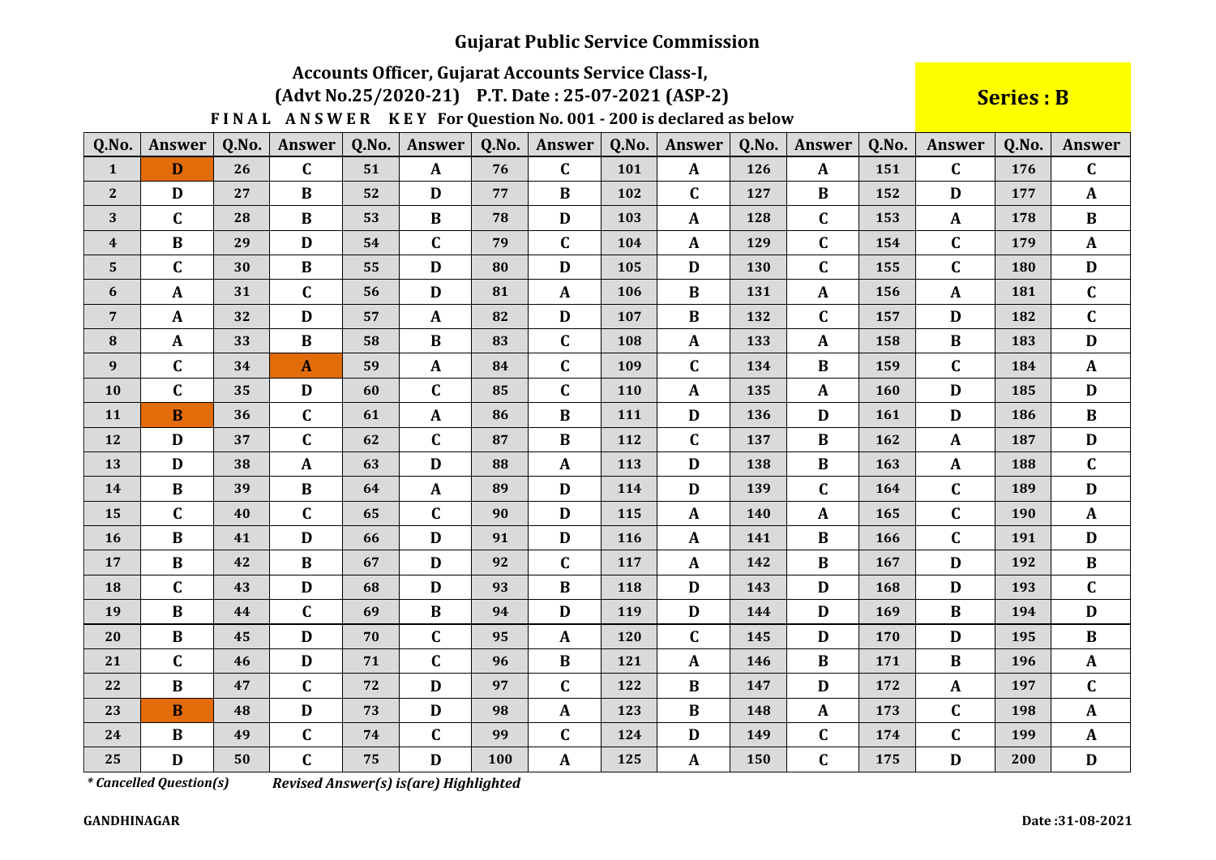# Gujarat Public Service Commission

## Accounts Officer, Gujarat Accounts Service Class-I,

### (Advt No.25/2020-21) P.T. Date : 25-07-2021 (ASP-2)

**Series : B**

**FINAL ANSWER KEY For Question No. 001 - 200 is declared as below**

| Q.No. | Answer | Q.No. | Answer | Q.No. | Answer | Q.No. | Answer | Q.No. | Answer | Q.No. | Answer | Q.No. | Answer | Q.No. | Answer |
|---|---|---|---|---|---|---|---|---|---|---|---|---|---|---|---|
| 1 | D | 26 | C | 51 | A | 76 | C | 101 | A | 126 | A | 151 | C | 176 | C |
| 2 | D | 27 | B | 52 | D | 77 | B | 102 | C | 127 | B | 152 | D | 177 | A |
| 3 | C | 28 | B | 53 | B | 78 | D | 103 | A | 128 | C | 153 | A | 178 | B |
| 4 | B | 29 | D | 54 | C | 79 | C | 104 | A | 129 | C | 154 | C | 179 | A |
| 5 | C | 30 | B | 55 | D | 80 | D | 105 | D | 130 | C | 155 | C | 180 | D |
| 6 | A | 31 | C | 56 | D | 81 | A | 106 | B | 131 | A | 156 | A | 181 | C |
| 7 | A | 32 | D | 57 | A | 82 | D | 107 | B | 132 | C | 157 | D | 182 | C |
| 8 | A | 33 | B | 58 | B | 83 | C | 108 | A | 133 | A | 158 | B | 183 | D |
| 9 | C | 34 | A | 59 | A | 84 | C | 109 | C | 134 | B | 159 | C | 184 | A |
| 10 | C | 35 | D | 60 | C | 85 | C | 110 | A | 135 | A | 160 | D | 185 | D |
| 11 | B | 36 | C | 61 | A | 86 | B | 111 | D | 136 | D | 161 | D | 186 | B |
| 12 | D | 37 | C | 62 | C | 87 | B | 112 | C | 137 | B | 162 | A | 187 | D |
| 13 | D | 38 | A | 63 | D | 88 | A | 113 | D | 138 | B | 163 | A | 188 | C |
| 14 | B | 39 | B | 64 | A | 89 | D | 114 | D | 139 | C | 164 | C | 189 | D |
| 15 | C | 40 | C | 65 | C | 90 | D | 115 | A | 140 | A | 165 | C | 190 | A |
| 16 | B | 41 | D | 66 | D | 91 | D | 116 | A | 141 | B | 166 | C | 191 | D |
| 17 | B | 42 | B | 67 | D | 92 | C | 117 | A | 142 | B | 167 | D | 192 | B |
| 18 | C | 43 | D | 68 | D | 93 | B | 118 | D | 143 | D | 168 | D | 193 | C |
| 19 | B | 44 | C | 69 | B | 94 | D | 119 | D | 144 | D | 169 | B | 194 | D |
| 20 | B | 45 | D | 70 | C | 95 | A | 120 | C | 145 | D | 170 | D | 195 | B |
| 21 | C | 46 | D | 71 | C | 96 | B | 121 | A | 146 | B | 171 | B | 196 | A |
| 22 | B | 47 | C | 72 | D | 97 | C | 122 | B | 147 | D | 172 | A | 197 | C |
| 23 | B | 48 | D | 73 | D | 98 | A | 123 | B | 148 | A | 173 | C | 198 | A |
| 24 | B | 49 | C | 74 | C | 99 | C | 124 | D | 149 | C | 174 | C | 199 | A |
| 25 | D | 50 | C | 75 | D | 100 | A | 125 | A | 150 | C | 175 | D | 200 | D |

*\* Cancelled Question(s)* *Revised Answer(s) is(are) Highlighted*

**GANDHINAGAR** **Date :31-08-2021**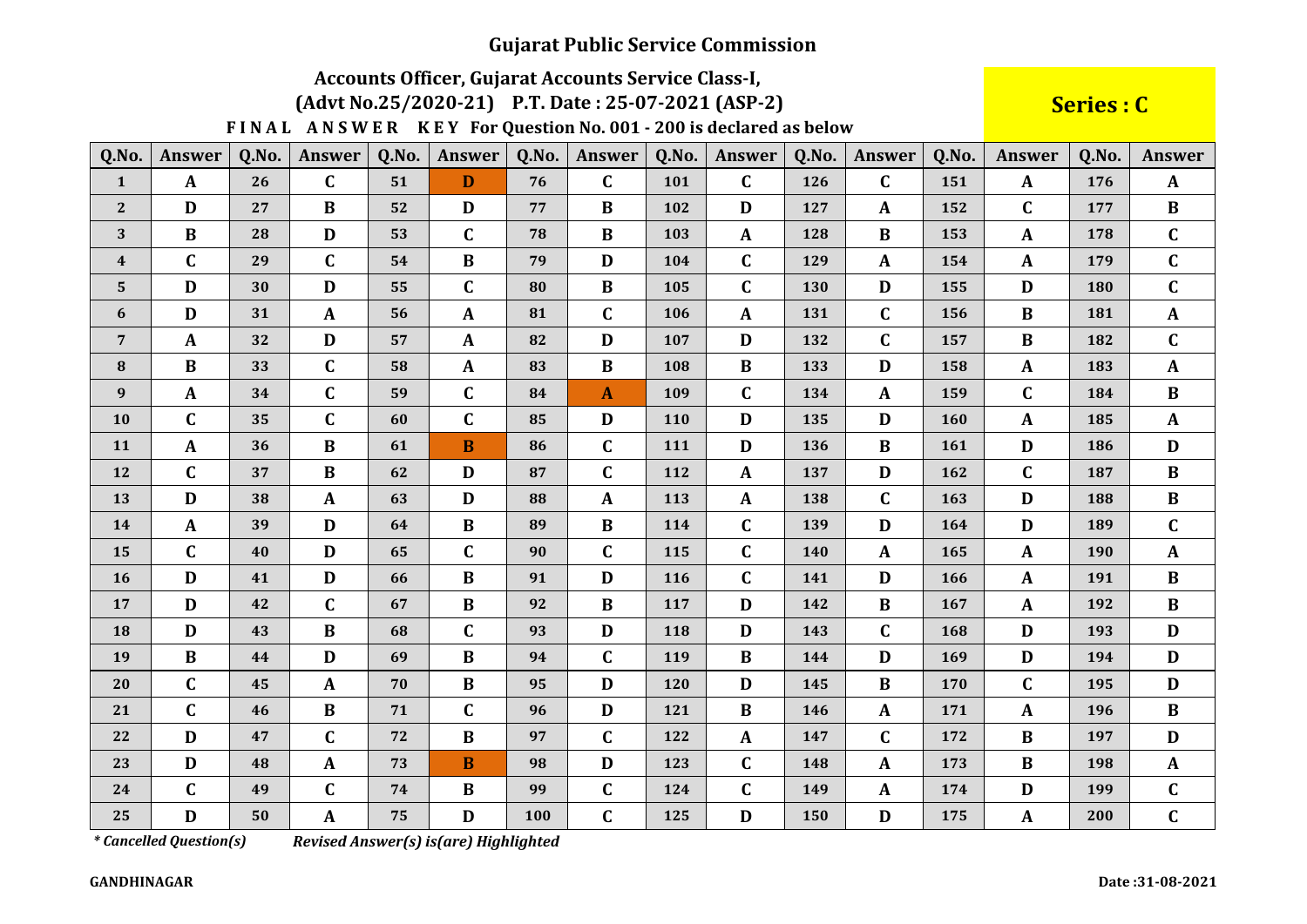# Gujarat Public Service Commission

## Accounts Officer, Gujarat Accounts Service Class-I,

## (Advt No.25/2020-21) P.T. Date : 25-07-2021 (ASP-2)

**Series : C**

**F I N A L A N S W E R K E Y For Question No. 001 - 200 is declared as below**

| Q.No. | Answer | Q.No. | Answer | Q.No. | Answer | Q.No. | Answer | Q.No. | Answer | Q.No. | Answer | Q.No. | Answer | Q.No. | Answer |
|---|---|---|---|---|---|---|---|---|---|---|---|---|---|---|---|
| 1 | A | 26 | C | 51 | D | 76 | C | 101 | C | 126 | C | 151 | A | 176 | A |
| 2 | D | 27 | B | 52 | D | 77 | B | 102 | D | 127 | A | 152 | C | 177 | B |
| 3 | B | 28 | D | 53 | C | 78 | B | 103 | A | 128 | B | 153 | A | 178 | C |
| 4 | C | 29 | C | 54 | B | 79 | D | 104 | C | 129 | A | 154 | A | 179 | C |
| 5 | D | 30 | D | 55 | C | 80 | B | 105 | C | 130 | D | 155 | D | 180 | C |
| 6 | D | 31 | A | 56 | A | 81 | C | 106 | A | 131 | C | 156 | B | 181 | A |
| 7 | A | 32 | D | 57 | A | 82 | D | 107 | D | 132 | C | 157 | B | 182 | C |
| 8 | B | 33 | C | 58 | A | 83 | B | 108 | B | 133 | D | 158 | A | 183 | A |
| 9 | A | 34 | C | 59 | C | 84 | A | 109 | C | 134 | A | 159 | C | 184 | B |
| 10 | C | 35 | C | 60 | C | 85 | D | 110 | D | 135 | D | 160 | A | 185 | A |
| 11 | A | 36 | B | 61 | B | 86 | C | 111 | D | 136 | B | 161 | D | 186 | D |
| 12 | C | 37 | B | 62 | D | 87 | C | 112 | A | 137 | D | 162 | C | 187 | B |
| 13 | D | 38 | A | 63 | D | 88 | A | 113 | A | 138 | C | 163 | D | 188 | B |
| 14 | A | 39 | D | 64 | B | 89 | B | 114 | C | 139 | D | 164 | D | 189 | C |
| 15 | C | 40 | D | 65 | C | 90 | C | 115 | C | 140 | A | 165 | A | 190 | A |
| 16 | D | 41 | D | 66 | B | 91 | D | 116 | C | 141 | D | 166 | A | 191 | B |
| 17 | D | 42 | C | 67 | B | 92 | B | 117 | D | 142 | B | 167 | A | 192 | B |
| 18 | D | 43 | B | 68 | C | 93 | D | 118 | D | 143 | C | 168 | D | 193 | D |
| 19 | B | 44 | D | 69 | B | 94 | C | 119 | B | 144 | D | 169 | D | 194 | D |
| 20 | C | 45 | A | 70 | B | 95 | D | 120 | D | 145 | B | 170 | C | 195 | D |
| 21 | C | 46 | B | 71 | C | 96 | D | 121 | B | 146 | A | 171 | A | 196 | B |
| 22 | D | 47 | C | 72 | B | 97 | C | 122 | A | 147 | C | 172 | B | 197 | D |
| 23 | D | 48 | A | 73 | B | 98 | D | 123 | C | 148 | A | 173 | B | 198 | A |
| 24 | C | 49 | C | 74 | B | 99 | C | 124 | C | 149 | A | 174 | D | 199 | C |
| 25 | D | 50 | A | 75 | D | 100 | C | 125 | D | 150 | D | 175 | A | 200 | C |

*\* Cancelled Question(s)*    ***Revised Answer(s) is(are) Highlighted***

**GANDHINAGAR**    **Date :31-08-2021**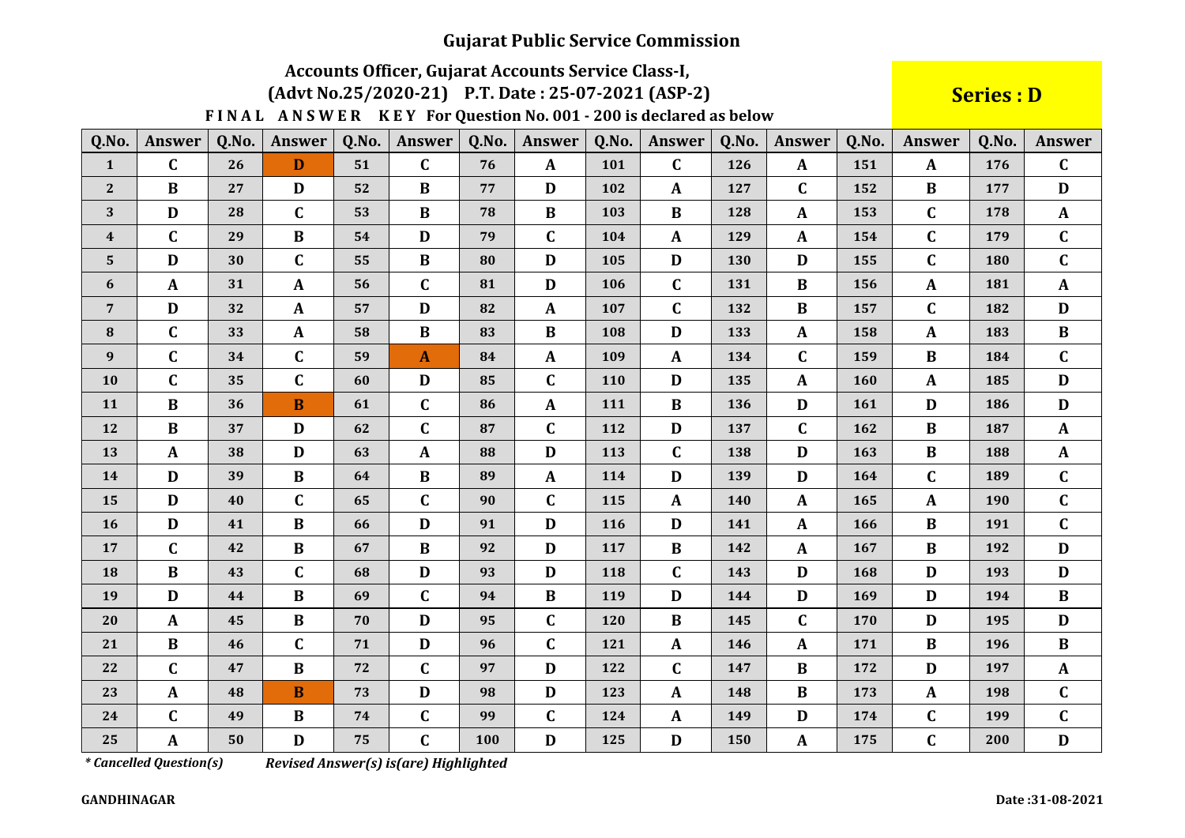# Gujarat Public Service Commission

## Accounts Officer, Gujarat Accounts Service Class-I,

## (Advt No.25/2020-21) P.T. Date : 25-07-2021 (ASP-2)

**Series : D**

**FINAL ANSWER KEY For Question No. 001 - 200 is declared as below**

| Q.No. | Answer | Q.No. | Answer | Q.No. | Answer | Q.No. | Answer | Q.No. | Answer | Q.No. | Answer | Q.No. | Answer | Q.No. | Answer |
|---|---|---|---|---|---|---|---|---|---|---|---|---|---|---|---|
| 1 | C | 26 | D | 51 | C | 76 | A | 101 | C | 126 | A | 151 | A | 176 | C |
| 2 | B | 27 | D | 52 | B | 77 | D | 102 | A | 127 | C | 152 | B | 177 | D |
| 3 | D | 28 | C | 53 | B | 78 | B | 103 | B | 128 | A | 153 | C | 178 | A |
| 4 | C | 29 | B | 54 | D | 79 | C | 104 | A | 129 | A | 154 | C | 179 | C |
| 5 | D | 30 | C | 55 | B | 80 | D | 105 | D | 130 | D | 155 | C | 180 | C |
| 6 | A | 31 | A | 56 | C | 81 | D | 106 | C | 131 | B | 156 | A | 181 | A |
| 7 | D | 32 | A | 57 | D | 82 | A | 107 | C | 132 | B | 157 | C | 182 | D |
| 8 | C | 33 | A | 58 | B | 83 | B | 108 | D | 133 | A | 158 | A | 183 | B |
| 9 | C | 34 | C | 59 | A | 84 | A | 109 | A | 134 | C | 159 | B | 184 | C |
| 10 | C | 35 | C | 60 | D | 85 | C | 110 | D | 135 | A | 160 | A | 185 | D |
| 11 | B | 36 | B | 61 | C | 86 | A | 111 | B | 136 | D | 161 | D | 186 | D |
| 12 | B | 37 | D | 62 | C | 87 | C | 112 | D | 137 | C | 162 | B | 187 | A |
| 13 | A | 38 | D | 63 | A | 88 | D | 113 | C | 138 | D | 163 | B | 188 | A |
| 14 | D | 39 | B | 64 | B | 89 | A | 114 | D | 139 | D | 164 | C | 189 | C |
| 15 | D | 40 | C | 65 | C | 90 | C | 115 | A | 140 | A | 165 | A | 190 | C |
| 16 | D | 41 | B | 66 | D | 91 | D | 116 | D | 141 | A | 166 | B | 191 | C |
| 17 | C | 42 | B | 67 | B | 92 | D | 117 | B | 142 | A | 167 | B | 192 | D |
| 18 | B | 43 | C | 68 | D | 93 | D | 118 | C | 143 | D | 168 | D | 193 | D |
| 19 | D | 44 | B | 69 | C | 94 | B | 119 | D | 144 | D | 169 | D | 194 | B |
| 20 | A | 45 | B | 70 | D | 95 | C | 120 | B | 145 | C | 170 | D | 195 | D |
| 21 | B | 46 | C | 71 | D | 96 | C | 121 | A | 146 | A | 171 | B | 196 | B |
| 22 | C | 47 | B | 72 | C | 97 | D | 122 | C | 147 | B | 172 | D | 197 | A |
| 23 | A | 48 | B | 73 | D | 98 | D | 123 | A | 148 | B | 173 | A | 198 | C |
| 24 | C | 49 | B | 74 | C | 99 | C | 124 | A | 149 | D | 174 | C | 199 | C |
| 25 | A | 50 | D | 75 | C | 100 | D | 125 | D | 150 | A | 175 | C | 200 | D |

*\* Cancelled Question(s)*    ***Revised Answer(s) is(are) Highlighted***

**GANDHINAGAR**

**Date :31-08-2021**